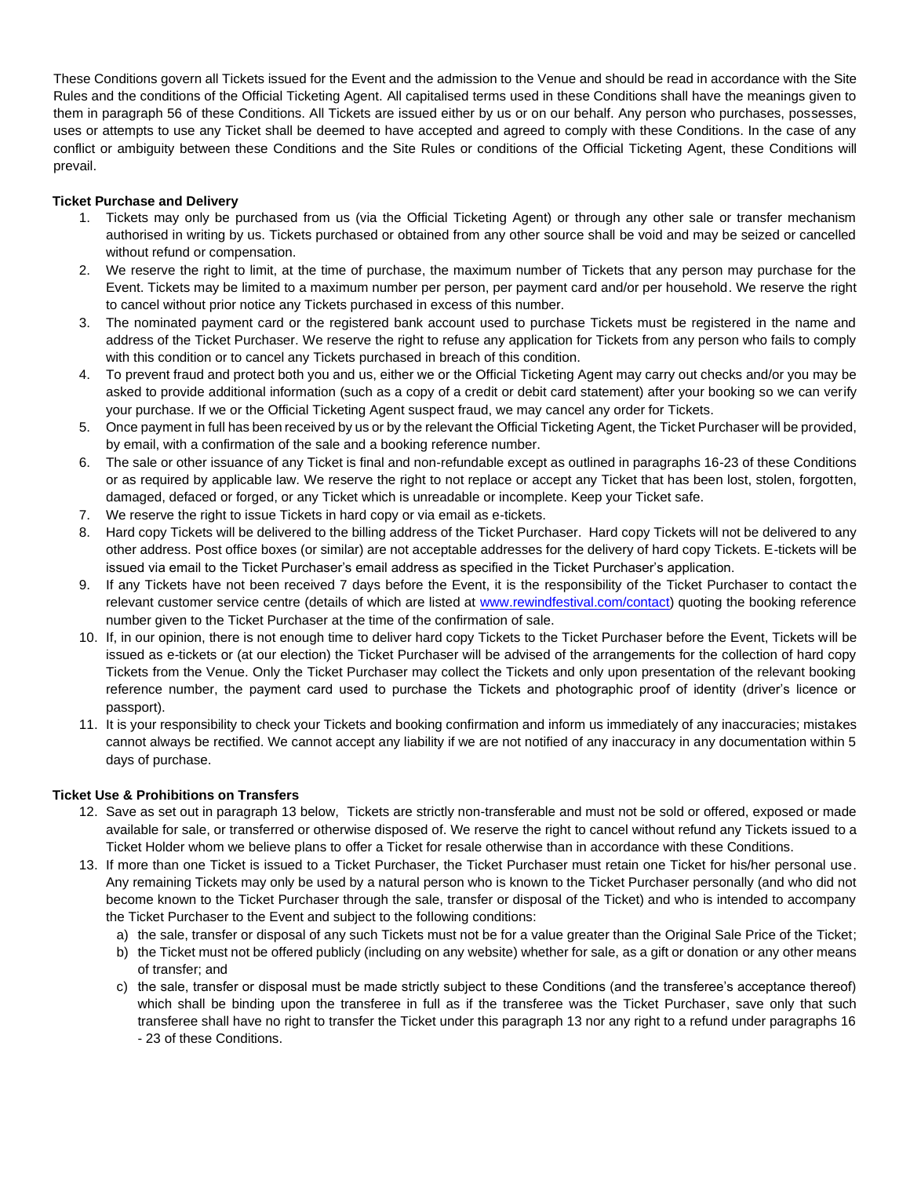These Conditions govern all Tickets issued for the Event and the admission to the Venue and should be read in accordance with the Site Rules and the conditions of the Official Ticketing Agent. All capitalised terms used in these Conditions shall have the meanings given to them in paragraph 56 of these Conditions. All Tickets are issued either by us or on our behalf. Any person who purchases, possesses, uses or attempts to use any Ticket shall be deemed to have accepted and agreed to comply with these Conditions. In the case of any conflict or ambiguity between these Conditions and the Site Rules or conditions of the Official Ticketing Agent, these Conditions will prevail.

**Ticket Purchase and Delivery**

1. Tickets may only be purchased from us (via the Official Ticketing Agent) or through any other sale or transfer mechanism authorised in writing by us. Tickets purchased or obtained from any other source shall be void and may be seized or cancelled without refund or compensation.
2. We reserve the right to limit, at the time of purchase, the maximum number of Tickets that any person may purchase for the Event. Tickets may be limited to a maximum number per person, per payment card and/or per household. We reserve the right to cancel without prior notice any Tickets purchased in excess of this number.
3. The nominated payment card or the registered bank account used to purchase Tickets must be registered in the name and address of the Ticket Purchaser. We reserve the right to refuse any application for Tickets from any person who fails to comply with this condition or to cancel any Tickets purchased in breach of this condition.
4. To prevent fraud and protect both you and us, either we or the Official Ticketing Agent may carry out checks and/or you may be asked to provide additional information (such as a copy of a credit or debit card statement) after your booking so we can verify your purchase. If we or the Official Ticketing Agent suspect fraud, we may cancel any order for Tickets.
5. Once payment in full has been received by us or by the relevant the Official Ticketing Agent, the Ticket Purchaser will be provided, by email, with a confirmation of the sale and a booking reference number.
6. The sale or other issuance of any Ticket is final and non-refundable except as outlined in paragraphs 16-23 of these Conditions or as required by applicable law. We reserve the right to not replace or accept any Ticket that has been lost, stolen, forgotten, damaged, defaced or forged, or any Ticket which is unreadable or incomplete. Keep your Ticket safe.
7. We reserve the right to issue Tickets in hard copy or via email as e-tickets.
8. Hard copy Tickets will be delivered to the billing address of the Ticket Purchaser. Hard copy Tickets will not be delivered to any other address. Post office boxes (or similar) are not acceptable addresses for the delivery of hard copy Tickets. E-tickets will be issued via email to the Ticket Purchaser's email address as specified in the Ticket Purchaser's application.
9. If any Tickets have not been received 7 days before the Event, it is the responsibility of the Ticket Purchaser to contact the relevant customer service centre (details of which are listed at www.rewindfestival.com/contact) quoting the booking reference number given to the Ticket Purchaser at the time of the confirmation of sale.
10. If, in our opinion, there is not enough time to deliver hard copy Tickets to the Ticket Purchaser before the Event, Tickets will be issued as e-tickets or (at our election) the Ticket Purchaser will be advised of the arrangements for the collection of hard copy Tickets from the Venue. Only the Ticket Purchaser may collect the Tickets and only upon presentation of the relevant booking reference number, the payment card used to purchase the Tickets and photographic proof of identity (driver's licence or passport).
11. It is your responsibility to check your Tickets and booking confirmation and inform us immediately of any inaccuracies; mistakes cannot always be rectified. We cannot accept any liability if we are not notified of any inaccuracy in any documentation within 5 days of purchase.

**Ticket Use & Prohibitions on Transfers**

12. Save as set out in paragraph 13 below, Tickets are strictly non-transferable and must not be sold or offered, exposed or made available for sale, or transferred or otherwise disposed of. We reserve the right to cancel without refund any Tickets issued to a Ticket Holder whom we believe plans to offer a Ticket for resale otherwise than in accordance with these Conditions.
13. If more than one Ticket is issued to a Ticket Purchaser, the Ticket Purchaser must retain one Ticket for his/her personal use. Any remaining Tickets may only be used by a natural person who is known to the Ticket Purchaser personally (and who did not become known to the Ticket Purchaser through the sale, transfer or disposal of the Ticket) and who is intended to accompany the Ticket Purchaser to the Event and subject to the following conditions:
    a) the sale, transfer or disposal of any such Tickets must not be for a value greater than the Original Sale Price of the Ticket;
    b) the Ticket must not be offered publicly (including on any website) whether for sale, as a gift or donation or any other means of transfer; and
    c) the sale, transfer or disposal must be made strictly subject to these Conditions (and the transferee's acceptance thereof) which shall be binding upon the transferee in full as if the transferee was the Ticket Purchaser, save only that such transferee shall have no right to transfer the Ticket under this paragraph 13 nor any right to a refund under paragraphs 16 - 23 of these Conditions.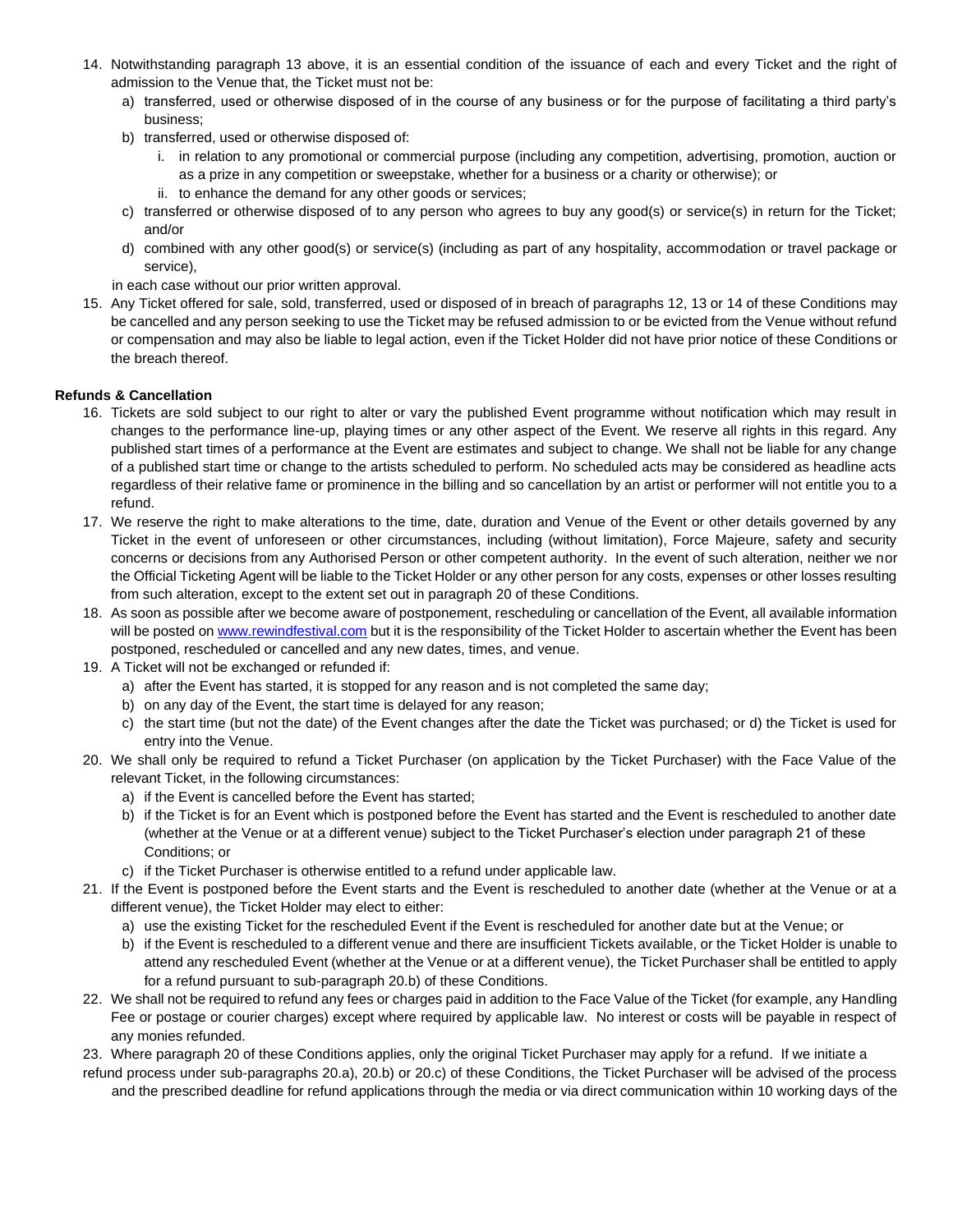14. Notwithstanding paragraph 13 above, it is an essential condition of the issuance of each and every Ticket and the right of admission to the Venue that, the Ticket must not be:
    a) transferred, used or otherwise disposed of in the course of any business or for the purpose of facilitating a third party's business;
    b) transferred, used or otherwise disposed of:
       i. in relation to any promotional or commercial purpose (including any competition, advertising, promotion, auction or as a prize in any competition or sweepstake, whether for a business or a charity or otherwise); or
       ii. to enhance the demand for any other goods or services;
    c) transferred or otherwise disposed of to any person who agrees to buy any good(s) or service(s) in return for the Ticket; and/or
    d) combined with any other good(s) or service(s) (including as part of any hospitality, accommodation or travel package or service),

    in each case without our prior written approval.
15. Any Ticket offered for sale, sold, transferred, used or disposed of in breach of paragraphs 12, 13 or 14 of these Conditions may be cancelled and any person seeking to use the Ticket may be refused admission to or be evicted from the Venue without refund or compensation and may also be liable to legal action, even if the Ticket Holder did not have prior notice of these Conditions or the breach thereof.

**Refunds & Cancellation**

16. Tickets are sold subject to our right to alter or vary the published Event programme without notification which may result in changes to the performance line-up, playing times or any other aspect of the Event. We reserve all rights in this regard. Any published start times of a performance at the Event are estimates and subject to change. We shall not be liable for any change of a published start time or change to the artists scheduled to perform. No scheduled acts may be considered as headline acts regardless of their relative fame or prominence in the billing and so cancellation by an artist or performer will not entitle you to a refund.
17. We reserve the right to make alterations to the time, date, duration and Venue of the Event or other details governed by any Ticket in the event of unforeseen or other circumstances, including (without limitation), Force Majeure, safety and security concerns or decisions from any Authorised Person or other competent authority. In the event of such alteration, neither we nor the Official Ticketing Agent will be liable to the Ticket Holder or any other person for any costs, expenses or other losses resulting from such alteration, except to the extent set out in paragraph 20 of these Conditions.
18. As soon as possible after we become aware of postponement, rescheduling or cancellation of the Event, all available information will be posted on [www.rewindfestival.com](www.rewindfestival.com) but it is the responsibility of the Ticket Holder to ascertain whether the Event has been postponed, rescheduled or cancelled and any new dates, times, and venue.
19. A Ticket will not be exchanged or refunded if:
    a) after the Event has started, it is stopped for any reason and is not completed the same day;
    b) on any day of the Event, the start time is delayed for any reason;
    c) the start time (but not the date) of the Event changes after the date the Ticket was purchased; or d) the Ticket is used for entry into the Venue.
20. We shall only be required to refund a Ticket Purchaser (on application by the Ticket Purchaser) with the Face Value of the relevant Ticket, in the following circumstances:
    a) if the Event is cancelled before the Event has started;
    b) if the Ticket is for an Event which is postponed before the Event has started and the Event is rescheduled to another date (whether at the Venue or at a different venue) subject to the Ticket Purchaser's election under paragraph 21 of these Conditions; or
    c) if the Ticket Purchaser is otherwise entitled to a refund under applicable law.
21. If the Event is postponed before the Event starts and the Event is rescheduled to another date (whether at the Venue or at a different venue), the Ticket Holder may elect to either:
    a) use the existing Ticket for the rescheduled Event if the Event is rescheduled for another date but at the Venue; or
    b) if the Event is rescheduled to a different venue and there are insufficient Tickets available, or the Ticket Holder is unable to attend any rescheduled Event (whether at the Venue or at a different venue), the Ticket Purchaser shall be entitled to apply for a refund pursuant to sub-paragraph 20.b) of these Conditions.
22. We shall not be required to refund any fees or charges paid in addition to the Face Value of the Ticket (for example, any Handling Fee or postage or courier charges) except where required by applicable law. No interest or costs will be payable in respect of any monies refunded.
23. Where paragraph 20 of these Conditions applies, only the original Ticket Purchaser may apply for a refund. If we initiate a refund process under sub-paragraphs 20.a), 20.b) or 20.c) of these Conditions, the Ticket Purchaser will be advised of the process and the prescribed deadline for refund applications through the media or via direct communication within 10 working days of the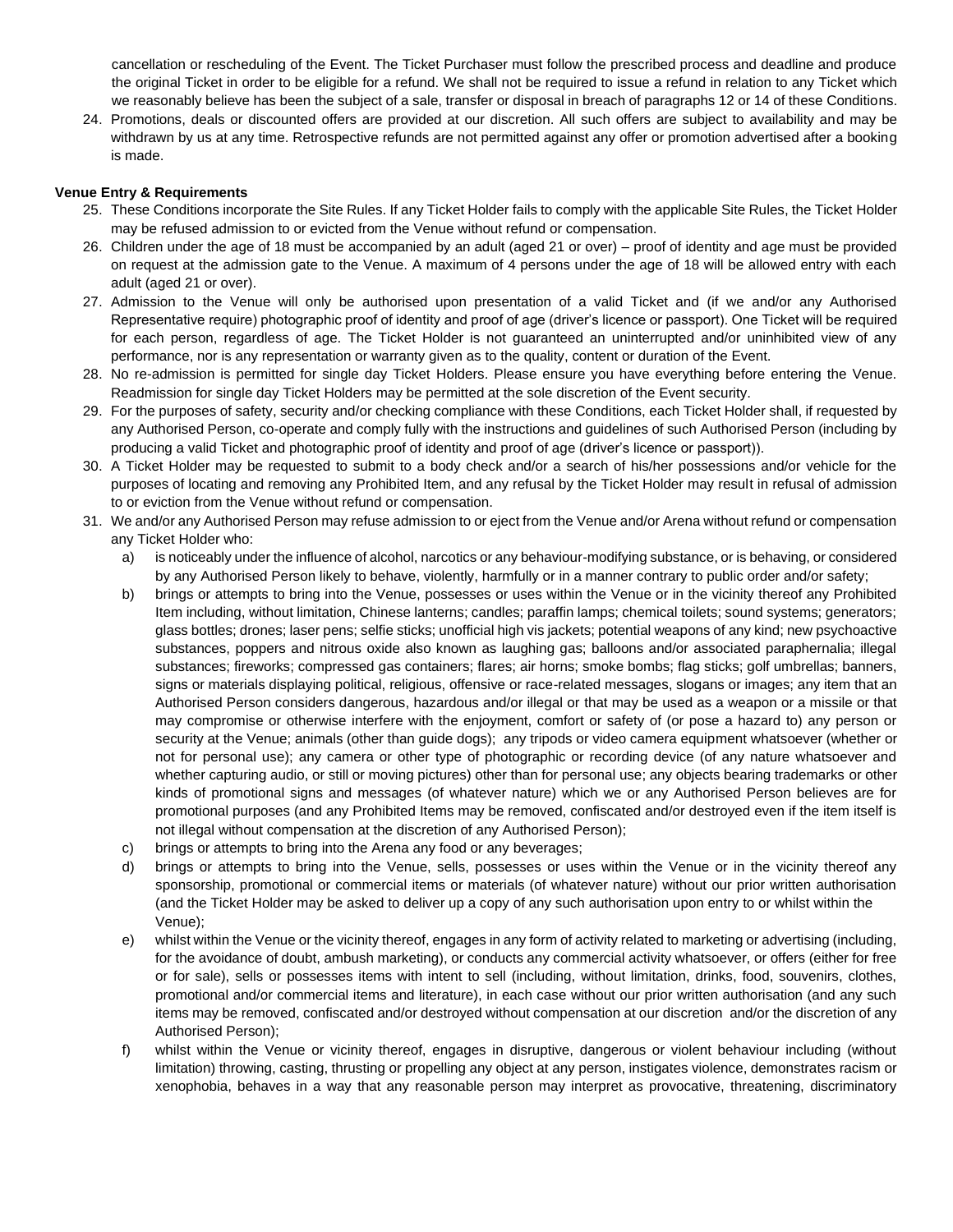cancellation or rescheduling of the Event. The Ticket Purchaser must follow the prescribed process and deadline and produce the original Ticket in order to be eligible for a refund. We shall not be required to issue a refund in relation to any Ticket which we reasonably believe has been the subject of a sale, transfer or disposal in breach of paragraphs 12 or 14 of these Conditions.

24. Promotions, deals or discounted offers are provided at our discretion. All such offers are subject to availability and may be withdrawn by us at any time. Retrospective refunds are not permitted against any offer or promotion advertised after a booking is made.

**Venue Entry & Requirements**

25. These Conditions incorporate the Site Rules. If any Ticket Holder fails to comply with the applicable Site Rules, the Ticket Holder may be refused admission to or evicted from the Venue without refund or compensation.
26. Children under the age of 18 must be accompanied by an adult (aged 21 or over) – proof of identity and age must be provided on request at the admission gate to the Venue. A maximum of 4 persons under the age of 18 will be allowed entry with each adult (aged 21 or over).
27. Admission to the Venue will only be authorised upon presentation of a valid Ticket and (if we and/or any Authorised Representative require) photographic proof of identity and proof of age (driver's licence or passport). One Ticket will be required for each person, regardless of age. The Ticket Holder is not guaranteed an uninterrupted and/or uninhibited view of any performance, nor is any representation or warranty given as to the quality, content or duration of the Event.
28. No re-admission is permitted for single day Ticket Holders. Please ensure you have everything before entering the Venue. Readmission for single day Ticket Holders may be permitted at the sole discretion of the Event security.
29. For the purposes of safety, security and/or checking compliance with these Conditions, each Ticket Holder shall, if requested by any Authorised Person, co-operate and comply fully with the instructions and guidelines of such Authorised Person (including by producing a valid Ticket and photographic proof of identity and proof of age (driver's licence or passport)).
30. A Ticket Holder may be requested to submit to a body check and/or a search of his/her possessions and/or vehicle for the purposes of locating and removing any Prohibited Item, and any refusal by the Ticket Holder may result in refusal of admission to or eviction from the Venue without refund or compensation.
31. We and/or any Authorised Person may refuse admission to or eject from the Venue and/or Arena without refund or compensation any Ticket Holder who:
    a) is noticeably under the influence of alcohol, narcotics or any behaviour-modifying substance, or is behaving, or considered by any Authorised Person likely to behave, violently, harmfully or in a manner contrary to public order and/or safety;
    b) brings or attempts to bring into the Venue, possesses or uses within the Venue or in the vicinity thereof any Prohibited Item including, without limitation, Chinese lanterns; candles; paraffin lamps; chemical toilets; sound systems; generators; glass bottles; drones; laser pens; selfie sticks; unofficial high vis jackets; potential weapons of any kind; new psychoactive substances, poppers and nitrous oxide also known as laughing gas; balloons and/or associated paraphernalia; illegal substances; fireworks; compressed gas containers; flares; air horns; smoke bombs; flag sticks; golf umbrellas; banners, signs or materials displaying political, religious, offensive or race-related messages, slogans or images; any item that an Authorised Person considers dangerous, hazardous and/or illegal or that may be used as a weapon or a missile or that may compromise or otherwise interfere with the enjoyment, comfort or safety of (or pose a hazard to) any person or security at the Venue; animals (other than guide dogs); any tripods or video camera equipment whatsoever (whether or not for personal use); any camera or other type of photographic or recording device (of any nature whatsoever and whether capturing audio, or still or moving pictures) other than for personal use; any objects bearing trademarks or other kinds of promotional signs and messages (of whatever nature) which we or any Authorised Person believes are for promotional purposes (and any Prohibited Items may be removed, confiscated and/or destroyed even if the item itself is not illegal without compensation at the discretion of any Authorised Person);
    c) brings or attempts to bring into the Arena any food or any beverages;
    d) brings or attempts to bring into the Venue, sells, possesses or uses within the Venue or in the vicinity thereof any sponsorship, promotional or commercial items or materials (of whatever nature) without our prior written authorisation (and the Ticket Holder may be asked to deliver up a copy of any such authorisation upon entry to or whilst within the Venue);
    e) whilst within the Venue or the vicinity thereof, engages in any form of activity related to marketing or advertising (including, for the avoidance of doubt, ambush marketing), or conducts any commercial activity whatsoever, or offers (either for free or for sale), sells or possesses items with intent to sell (including, without limitation, drinks, food, souvenirs, clothes, promotional and/or commercial items and literature), in each case without our prior written authorisation (and any such items may be removed, confiscated and/or destroyed without compensation at our discretion and/or the discretion of any Authorised Person);
    f) whilst within the Venue or vicinity thereof, engages in disruptive, dangerous or violent behaviour including (without limitation) throwing, casting, thrusting or propelling any object at any person, instigates violence, demonstrates racism or xenophobia, behaves in a way that any reasonable person may interpret as provocative, threatening, discriminatory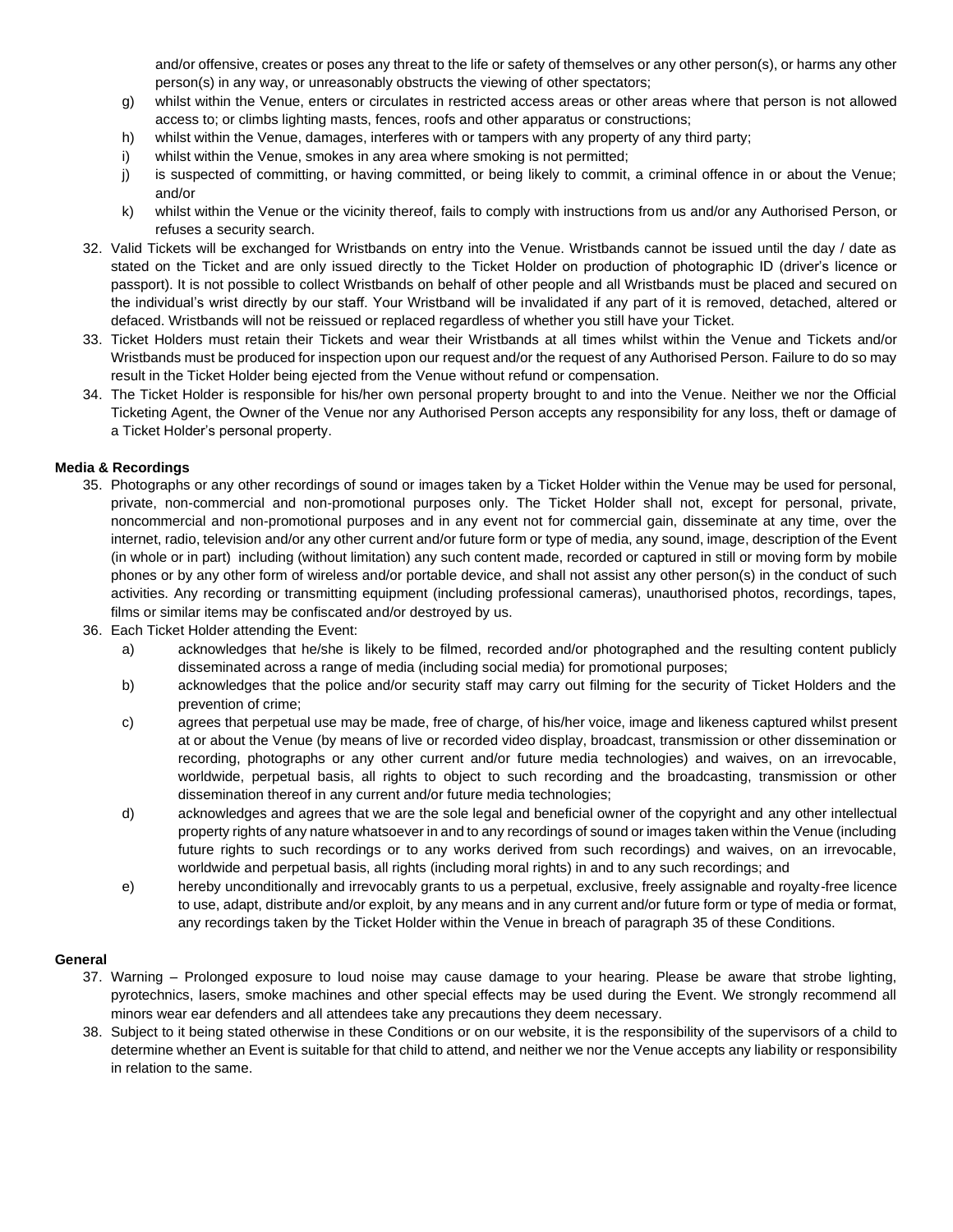and/or offensive, creates or poses any threat to the life or safety of themselves or any other person(s), or harms any other person(s) in any way, or unreasonably obstructs the viewing of other spectators;

g) whilst within the Venue, enters or circulates in restricted access areas or other areas where that person is not allowed access to; or climbs lighting masts, fences, roofs and other apparatus or constructions;

h) whilst within the Venue, damages, interferes with or tampers with any property of any third party;

i) whilst within the Venue, smokes in any area where smoking is not permitted;

j) is suspected of committing, or having committed, or being likely to commit, a criminal offence in or about the Venue; and/or

k) whilst within the Venue or the vicinity thereof, fails to comply with instructions from us and/or any Authorised Person, or refuses a security search.

32. Valid Tickets will be exchanged for Wristbands on entry into the Venue. Wristbands cannot be issued until the day / date as stated on the Ticket and are only issued directly to the Ticket Holder on production of photographic ID (driver's licence or passport). It is not possible to collect Wristbands on behalf of other people and all Wristbands must be placed and secured on the individual's wrist directly by our staff. Your Wristband will be invalidated if any part of it is removed, detached, altered or defaced. Wristbands will not be reissued or replaced regardless of whether you still have your Ticket.
33. Ticket Holders must retain their Tickets and wear their Wristbands at all times whilst within the Venue and Tickets and/or Wristbands must be produced for inspection upon our request and/or the request of any Authorised Person. Failure to do so may result in the Ticket Holder being ejected from the Venue without refund or compensation.
34. The Ticket Holder is responsible for his/her own personal property brought to and into the Venue. Neither we nor the Official Ticketing Agent, the Owner of the Venue nor any Authorised Person accepts any responsibility for any loss, theft or damage of a Ticket Holder's personal property.

**Media & Recordings**

35. Photographs or any other recordings of sound or images taken by a Ticket Holder within the Venue may be used for personal, private, non-commercial and non-promotional purposes only. The Ticket Holder shall not, except for personal, private, noncommercial and non-promotional purposes and in any event not for commercial gain, disseminate at any time, over the internet, radio, television and/or any other current and/or future form or type of media, any sound, image, description of the Event (in whole or in part) including (without limitation) any such content made, recorded or captured in still or moving form by mobile phones or by any other form of wireless and/or portable device, and shall not assist any other person(s) in the conduct of such activities. Any recording or transmitting equipment (including professional cameras), unauthorised photos, recordings, tapes, films or similar items may be confiscated and/or destroyed by us.
36. Each Ticket Holder attending the Event:

a) acknowledges that he/she is likely to be filmed, recorded and/or photographed and the resulting content publicly disseminated across a range of media (including social media) for promotional purposes;

b) acknowledges that the police and/or security staff may carry out filming for the security of Ticket Holders and the prevention of crime;

c) agrees that perpetual use may be made, free of charge, of his/her voice, image and likeness captured whilst present at or about the Venue (by means of live or recorded video display, broadcast, transmission or other dissemination or recording, photographs or any other current and/or future media technologies) and waives, on an irrevocable, worldwide, perpetual basis, all rights to object to such recording and the broadcasting, transmission or other dissemination thereof in any current and/or future media technologies;

d) acknowledges and agrees that we are the sole legal and beneficial owner of the copyright and any other intellectual property rights of any nature whatsoever in and to any recordings of sound or images taken within the Venue (including future rights to such recordings or to any works derived from such recordings) and waives, on an irrevocable, worldwide and perpetual basis, all rights (including moral rights) in and to any such recordings; and

e) hereby unconditionally and irrevocably grants to us a perpetual, exclusive, freely assignable and royalty-free licence to use, adapt, distribute and/or exploit, by any means and in any current and/or future form or type of media or format, any recordings taken by the Ticket Holder within the Venue in breach of paragraph 35 of these Conditions.

**General**

37. Warning – Prolonged exposure to loud noise may cause damage to your hearing. Please be aware that strobe lighting, pyrotechnics, lasers, smoke machines and other special effects may be used during the Event. We strongly recommend all minors wear ear defenders and all attendees take any precautions they deem necessary.
38. Subject to it being stated otherwise in these Conditions or on our website, it is the responsibility of the supervisors of a child to determine whether an Event is suitable for that child to attend, and neither we nor the Venue accepts any liability or responsibility in relation to the same.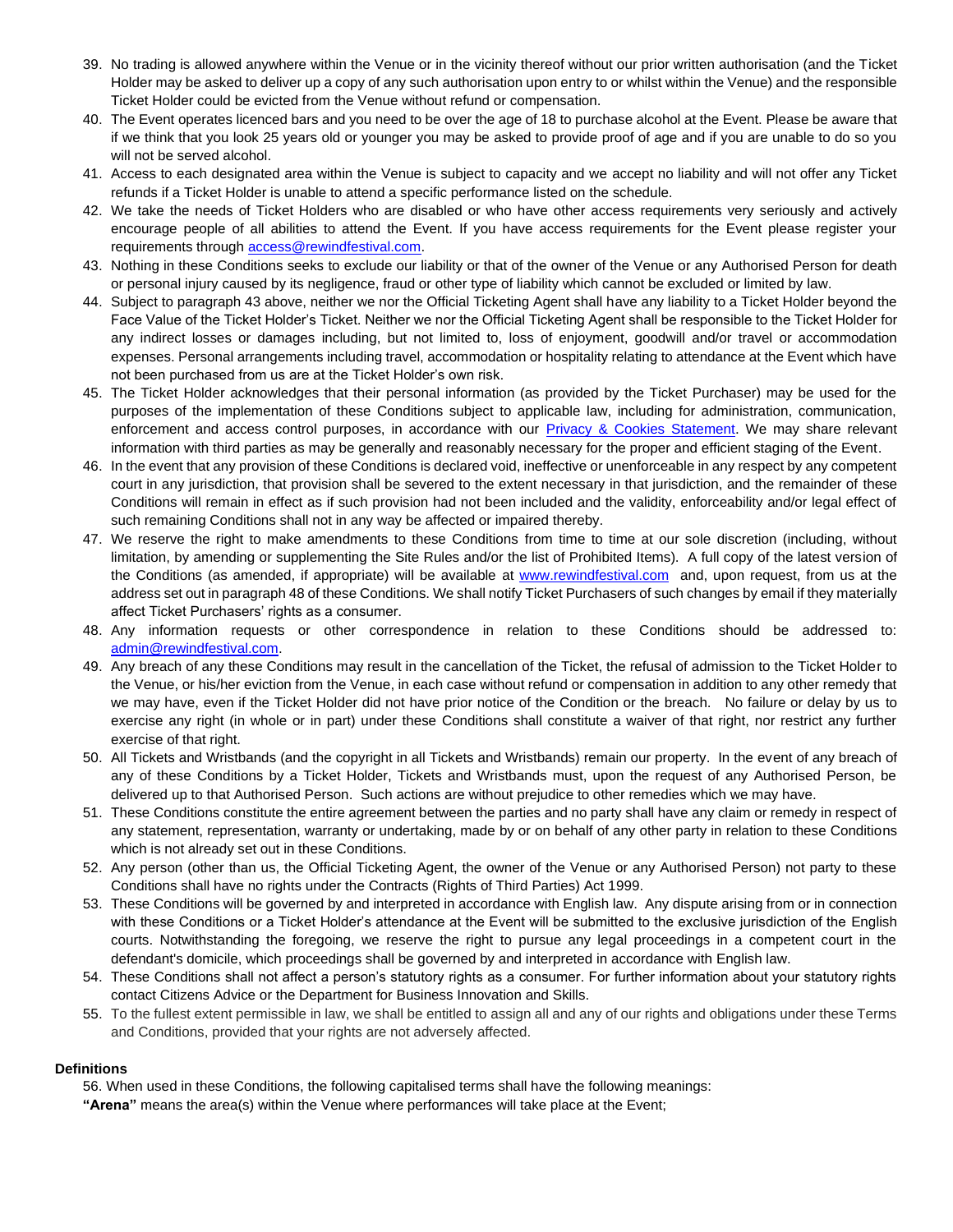39. No trading is allowed anywhere within the Venue or in the vicinity thereof without our prior written authorisation (and the Ticket Holder may be asked to deliver up a copy of any such authorisation upon entry to or whilst within the Venue) and the responsible Ticket Holder could be evicted from the Venue without refund or compensation.
40. The Event operates licenced bars and you need to be over the age of 18 to purchase alcohol at the Event. Please be aware that if we think that you look 25 years old or younger you may be asked to provide proof of age and if you are unable to do so you will not be served alcohol.
41. Access to each designated area within the Venue is subject to capacity and we accept no liability and will not offer any Ticket refunds if a Ticket Holder is unable to attend a specific performance listed on the schedule.
42. We take the needs of Ticket Holders who are disabled or who have other access requirements very seriously and actively encourage people of all abilities to attend the Event. If you have access requirements for the Event please register your requirements through [access@rewindfestival.com](mailto:access@rewindfestival.com).
43. Nothing in these Conditions seeks to exclude our liability or that of the owner of the Venue or any Authorised Person for death or personal injury caused by its negligence, fraud or other type of liability which cannot be excluded or limited by law.
44. Subject to paragraph 43 above, neither we nor the Official Ticketing Agent shall have any liability to a Ticket Holder beyond the Face Value of the Ticket Holder's Ticket. Neither we nor the Official Ticketing Agent shall be responsible to the Ticket Holder for any indirect losses or damages including, but not limited to, loss of enjoyment, goodwill and/or travel or accommodation expenses. Personal arrangements including travel, accommodation or hospitality relating to attendance at the Event which have not been purchased from us are at the Ticket Holder's own risk.
45. The Ticket Holder acknowledges that their personal information (as provided by the Ticket Purchaser) may be used for the purposes of the implementation of these Conditions subject to applicable law, including for administration, communication, enforcement and access control purposes, in accordance with our [Privacy & Cookies Statement](). We may share relevant information with third parties as may be generally and reasonably necessary for the proper and efficient staging of the Event.
46. In the event that any provision of these Conditions is declared void, ineffective or unenforceable in any respect by any competent court in any jurisdiction, that provision shall be severed to the extent necessary in that jurisdiction, and the remainder of these Conditions will remain in effect as if such provision had not been included and the validity, enforceability and/or legal effect of such remaining Conditions shall not in any way be affected or impaired thereby.
47. We reserve the right to make amendments to these Conditions from time to time at our sole discretion (including, without limitation, by amending or supplementing the Site Rules and/or the list of Prohibited Items). A full copy of the latest version of the Conditions (as amended, if appropriate) will be available at [www.rewindfestival.com](http://www.rewindfestival.com) and, upon request, from us at the address set out in paragraph 48 of these Conditions. We shall notify Ticket Purchasers of such changes by email if they materially affect Ticket Purchasers' rights as a consumer.
48. Any information requests or other correspondence in relation to these Conditions should be addressed to: [admin@rewindfestival.com](mailto:admin@rewindfestival.com).
49. Any breach of any these Conditions may result in the cancellation of the Ticket, the refusal of admission to the Ticket Holder to the Venue, or his/her eviction from the Venue, in each case without refund or compensation in addition to any other remedy that we may have, even if the Ticket Holder did not have prior notice of the Condition or the breach. No failure or delay by us to exercise any right (in whole or in part) under these Conditions shall constitute a waiver of that right, nor restrict any further exercise of that right.
50. All Tickets and Wristbands (and the copyright in all Tickets and Wristbands) remain our property. In the event of any breach of any of these Conditions by a Ticket Holder, Tickets and Wristbands must, upon the request of any Authorised Person, be delivered up to that Authorised Person. Such actions are without prejudice to other remedies which we may have.
51. These Conditions constitute the entire agreement between the parties and no party shall have any claim or remedy in respect of any statement, representation, warranty or undertaking, made by or on behalf of any other party in relation to these Conditions which is not already set out in these Conditions.
52. Any person (other than us, the Official Ticketing Agent, the owner of the Venue or any Authorised Person) not party to these Conditions shall have no rights under the Contracts (Rights of Third Parties) Act 1999.
53. These Conditions will be governed by and interpreted in accordance with English law. Any dispute arising from or in connection with these Conditions or a Ticket Holder's attendance at the Event will be submitted to the exclusive jurisdiction of the English courts. Notwithstanding the foregoing, we reserve the right to pursue any legal proceedings in a competent court in the defendant's domicile, which proceedings shall be governed by and interpreted in accordance with English law.
54. These Conditions shall not affect a person's statutory rights as a consumer. For further information about your statutory rights contact Citizens Advice or the Department for Business Innovation and Skills.
55. To the fullest extent permissible in law, we shall be entitled to assign all and any of our rights and obligations under these Terms and Conditions, provided that your rights are not adversely affected.

**Definitions**

56. When used in these Conditions, the following capitalised terms shall have the following meanings:

**"Arena"** means the area(s) within the Venue where performances will take place at the Event;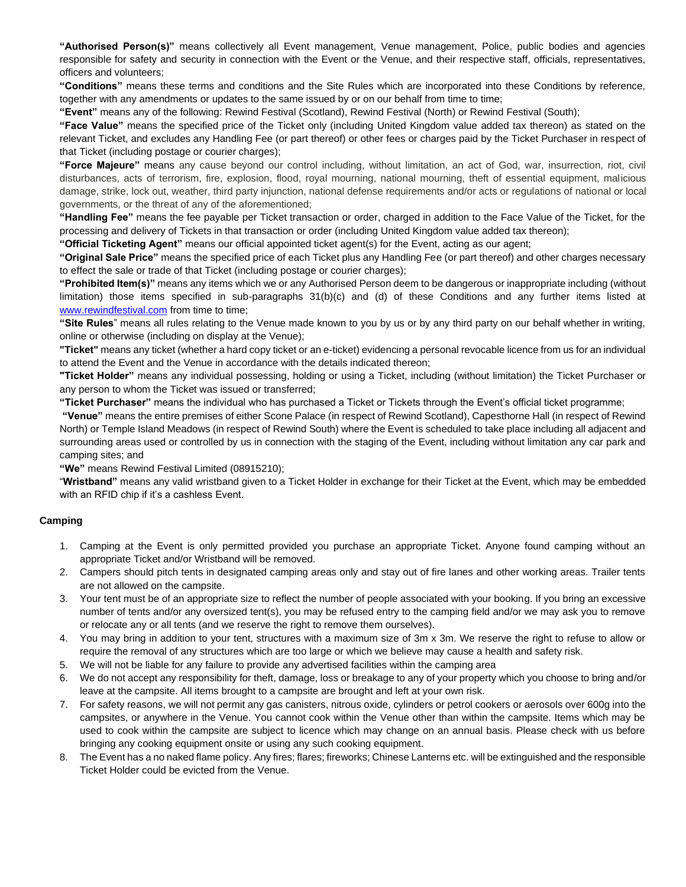**"Authorised Person(s)"** means collectively all Event management, Venue management, Police, public bodies and agencies responsible for safety and security in connection with the Event or the Venue, and their respective staff, officials, representatives, officers and volunteers;

**"Conditions"** means these terms and conditions and the Site Rules which are incorporated into these Conditions by reference, together with any amendments or updates to the same issued by or on our behalf from time to time;

**"Event"** means any of the following: Rewind Festival (Scotland), Rewind Festival (North) or Rewind Festival (South);

**"Face Value"** means the specified price of the Ticket only (including United Kingdom value added tax thereon) as stated on the relevant Ticket, and excludes any Handling Fee (or part thereof) or other fees or charges paid by the Ticket Purchaser in respect of that Ticket (including postage or courier charges);

**"Force Majeure"** means any cause beyond our control including, without limitation, an act of God, war, insurrection, riot, civil disturbances, acts of terrorism, fire, explosion, flood, royal mourning, national mourning, theft of essential equipment, malicious damage, strike, lock out, weather, third party injunction, national defense requirements and/or acts or regulations of national or local governments, or the threat of any of the aforementioned;

**"Handling Fee"** means the fee payable per Ticket transaction or order, charged in addition to the Face Value of the Ticket, for the processing and delivery of Tickets in that transaction or order (including United Kingdom value added tax thereon);

**"Official Ticketing Agent"** means our official appointed ticket agent(s) for the Event, acting as our agent;

**"Original Sale Price"** means the specified price of each Ticket plus any Handling Fee (or part thereof) and other charges necessary to effect the sale or trade of that Ticket (including postage or courier charges);

**"Prohibited Item(s)"** means any items which we or any Authorised Person deem to be dangerous or inappropriate including (without limitation) those items specified in sub-paragraphs 31(b)(c) and (d) of these Conditions and any further items listed at [www.rewindfestival.com](www.rewindfestival.com) from time to time;

**"Site Rules"** means all rules relating to the Venue made known to you by us or by any third party on our behalf whether in writing, online or otherwise (including on display at the Venue);

**"Ticket"** means any ticket (whether a hard copy ticket or an e-ticket) evidencing a personal revocable licence from us for an individual to attend the Event and the Venue in accordance with the details indicated thereon;

**"Ticket Holder"** means any individual possessing, holding or using a Ticket, including (without limitation) the Ticket Purchaser or any person to whom the Ticket was issued or transferred;

**"Ticket Purchaser"** means the individual who has purchased a Ticket or Tickets through the Event's official ticket programme;

**"Venue"** means the entire premises of either Scone Palace (in respect of Rewind Scotland), Capesthorne Hall (in respect of Rewind North) or Temple Island Meadows (in respect of Rewind South) where the Event is scheduled to take place including all adjacent and surrounding areas used or controlled by us in connection with the staging of the Event, including without limitation any car park and camping sites; and

**"We"** means Rewind Festival Limited (08915210);

"**Wristband**" means any valid wristband given to a Ticket Holder in exchange for their Ticket at the Event, which may be embedded with an RFID chip if it's a cashless Event.

**Camping**

1. Camping at the Event is only permitted provided you purchase an appropriate Ticket. Anyone found camping without an appropriate Ticket and/or Wristband will be removed.
2. Campers should pitch tents in designated camping areas only and stay out of fire lanes and other working areas. Trailer tents are not allowed on the campsite.
3. Your tent must be of an appropriate size to reflect the number of people associated with your booking. If you bring an excessive number of tents and/or any oversized tent(s), you may be refused entry to the camping field and/or we may ask you to remove or relocate any or all tents (and we reserve the right to remove them ourselves).
4. You may bring in addition to your tent, structures with a maximum size of 3m x 3m. We reserve the right to refuse to allow or require the removal of any structures which are too large or which we believe may cause a health and safety risk.
5. We will not be liable for any failure to provide any advertised facilities within the camping area
6. We do not accept any responsibility for theft, damage, loss or breakage to any of your property which you choose to bring and/or leave at the campsite. All items brought to a campsite are brought and left at your own risk.
7. For safety reasons, we will not permit any gas canisters, nitrous oxide, cylinders or petrol cookers or aerosols over 600g into the campsites, or anywhere in the Venue. You cannot cook within the Venue other than within the campsite. Items which may be used to cook within the campsite are subject to licence which may change on an annual basis. Please check with us before bringing any cooking equipment onsite or using any such cooking equipment.
8. The Event has a no naked flame policy. Any fires; flares; fireworks; Chinese Lanterns etc. will be extinguished and the responsible Ticket Holder could be evicted from the Venue.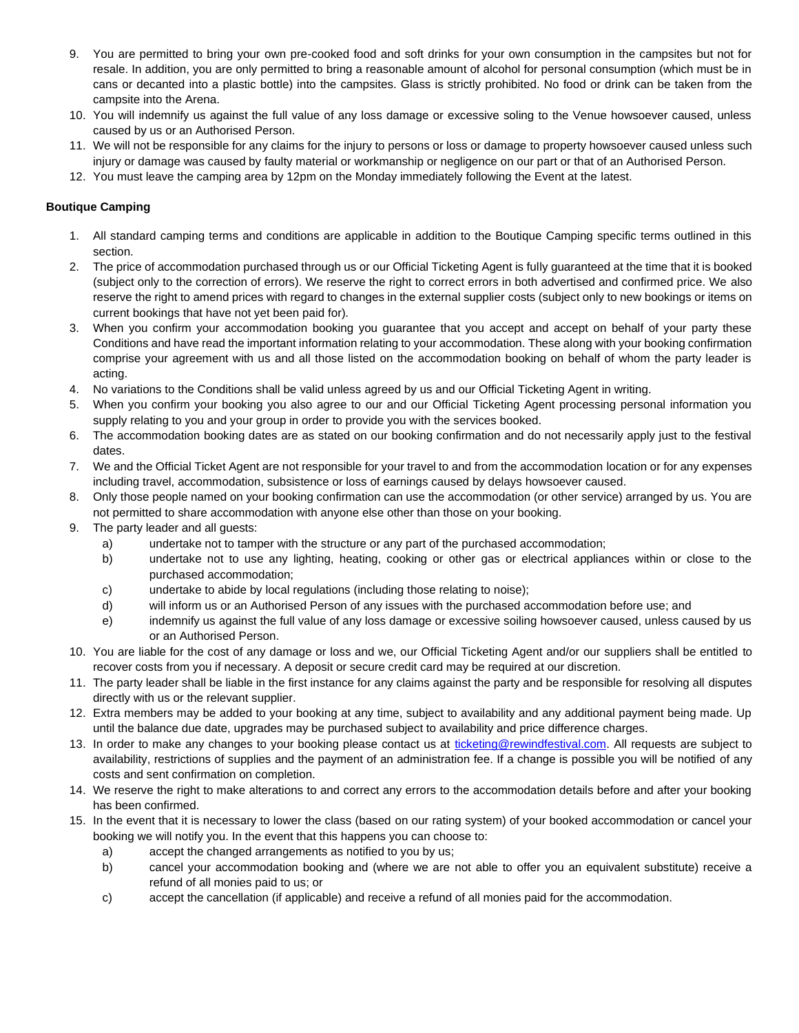9. You are permitted to bring your own pre-cooked food and soft drinks for your own consumption in the campsites but not for resale. In addition, you are only permitted to bring a reasonable amount of alcohol for personal consumption (which must be in cans or decanted into a plastic bottle) into the campsites. Glass is strictly prohibited. No food or drink can be taken from the campsite into the Arena.
10. You will indemnify us against the full value of any loss damage or excessive soling to the Venue howsoever caused, unless caused by us or an Authorised Person.
11. We will not be responsible for any claims for the injury to persons or loss or damage to property howsoever caused unless such injury or damage was caused by faulty material or workmanship or negligence on our part or that of an Authorised Person.
12. You must leave the camping area by 12pm on the Monday immediately following the Event at the latest.

**Boutique Camping**

1. All standard camping terms and conditions are applicable in addition to the Boutique Camping specific terms outlined in this section.
2. The price of accommodation purchased through us or our Official Ticketing Agent is fully guaranteed at the time that it is booked (subject only to the correction of errors). We reserve the right to correct errors in both advertised and confirmed price. We also reserve the right to amend prices with regard to changes in the external supplier costs (subject only to new bookings or items on current bookings that have not yet been paid for).
3. When you confirm your accommodation booking you guarantee that you accept and accept on behalf of your party these Conditions and have read the important information relating to your accommodation. These along with your booking confirmation comprise your agreement with us and all those listed on the accommodation booking on behalf of whom the party leader is acting.
4. No variations to the Conditions shall be valid unless agreed by us and our Official Ticketing Agent in writing.
5. When you confirm your booking you also agree to our and our Official Ticketing Agent processing personal information you supply relating to you and your group in order to provide you with the services booked.
6. The accommodation booking dates are as stated on our booking confirmation and do not necessarily apply just to the festival dates.
7. We and the Official Ticket Agent are not responsible for your travel to and from the accommodation location or for any expenses including travel, accommodation, subsistence or loss of earnings caused by delays howsoever caused.
8. Only those people named on your booking confirmation can use the accommodation (or other service) arranged by us. You are not permitted to share accommodation with anyone else other than those on your booking.
9. The party leader and all guests:
   a) undertake not to tamper with the structure or any part of the purchased accommodation;
   b) undertake not to use any lighting, heating, cooking or other gas or electrical appliances within or close to the purchased accommodation;
   c) undertake to abide by local regulations (including those relating to noise);
   d) will inform us or an Authorised Person of any issues with the purchased accommodation before use; and
   e) indemnify us against the full value of any loss damage or excessive soiling howsoever caused, unless caused by us or an Authorised Person.
10. You are liable for the cost of any damage or loss and we, our Official Ticketing Agent and/or our suppliers shall be entitled to recover costs from you if necessary. A deposit or secure credit card may be required at our discretion.
11. The party leader shall be liable in the first instance for any claims against the party and be responsible for resolving all disputes directly with us or the relevant supplier.
12. Extra members may be added to your booking at any time, subject to availability and any additional payment being made. Up until the balance due date, upgrades may be purchased subject to availability and price difference charges.
13. In order to make any changes to your booking please contact us at ticketing@rewindfestival.com. All requests are subject to availability, restrictions of supplies and the payment of an administration fee. If a change is possible you will be notified of any costs and sent confirmation on completion.
14. We reserve the right to make alterations to and correct any errors to the accommodation details before and after your booking has been confirmed.
15. In the event that it is necessary to lower the class (based on our rating system) of your booked accommodation or cancel your booking we will notify you. In the event that this happens you can choose to:
   a) accept the changed arrangements as notified to you by us;
   b) cancel your accommodation booking and (where we are not able to offer you an equivalent substitute) receive a refund of all monies paid to us; or
   c) accept the cancellation (if applicable) and receive a refund of all monies paid for the accommodation.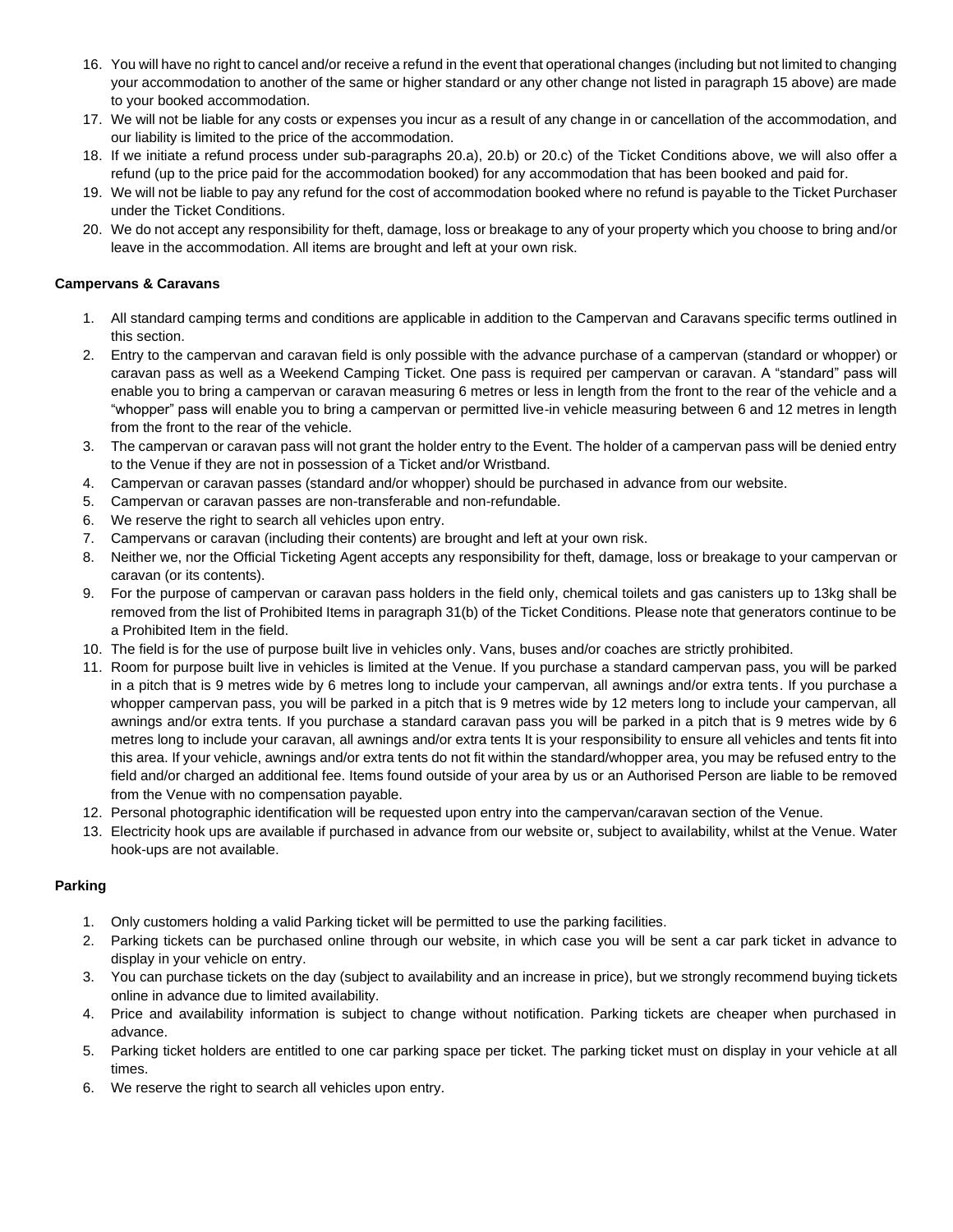16. You will have no right to cancel and/or receive a refund in the event that operational changes (including but not limited to changing your accommodation to another of the same or higher standard or any other change not listed in paragraph 15 above) are made to your booked accommodation.
17. We will not be liable for any costs or expenses you incur as a result of any change in or cancellation of the accommodation, and our liability is limited to the price of the accommodation.
18. If we initiate a refund process under sub-paragraphs 20.a), 20.b) or 20.c) of the Ticket Conditions above, we will also offer a refund (up to the price paid for the accommodation booked) for any accommodation that has been booked and paid for.
19. We will not be liable to pay any refund for the cost of accommodation booked where no refund is payable to the Ticket Purchaser under the Ticket Conditions.
20. We do not accept any responsibility for theft, damage, loss or breakage to any of your property which you choose to bring and/or leave in the accommodation. All items are brought and left at your own risk.

**Campervans & Caravans**

1. All standard camping terms and conditions are applicable in addition to the Campervan and Caravans specific terms outlined in this section.
2. Entry to the campervan and caravan field is only possible with the advance purchase of a campervan (standard or whopper) or caravan pass as well as a Weekend Camping Ticket. One pass is required per campervan or caravan. A "standard" pass will enable you to bring a campervan or caravan measuring 6 metres or less in length from the front to the rear of the vehicle and a "whopper" pass will enable you to bring a campervan or permitted live-in vehicle measuring between 6 and 12 metres in length from the front to the rear of the vehicle.
3. The campervan or caravan pass will not grant the holder entry to the Event. The holder of a campervan pass will be denied entry to the Venue if they are not in possession of a Ticket and/or Wristband.
4. Campervan or caravan passes (standard and/or whopper) should be purchased in advance from our website.
5. Campervan or caravan passes are non-transferable and non-refundable.
6. We reserve the right to search all vehicles upon entry.
7. Campervans or caravan (including their contents) are brought and left at your own risk.
8. Neither we, nor the Official Ticketing Agent accepts any responsibility for theft, damage, loss or breakage to your campervan or caravan (or its contents).
9. For the purpose of campervan or caravan pass holders in the field only, chemical toilets and gas canisters up to 13kg shall be removed from the list of Prohibited Items in paragraph 31(b) of the Ticket Conditions. Please note that generators continue to be a Prohibited Item in the field.
10. The field is for the use of purpose built live in vehicles only. Vans, buses and/or coaches are strictly prohibited.
11. Room for purpose built live in vehicles is limited at the Venue. If you purchase a standard campervan pass, you will be parked in a pitch that is 9 metres wide by 6 metres long to include your campervan, all awnings and/or extra tents. If you purchase a whopper campervan pass, you will be parked in a pitch that is 9 metres wide by 12 meters long to include your campervan, all awnings and/or extra tents. If you purchase a standard caravan pass you will be parked in a pitch that is 9 metres wide by 6 metres long to include your caravan, all awnings and/or extra tents It is your responsibility to ensure all vehicles and tents fit into this area. If your vehicle, awnings and/or extra tents do not fit within the standard/whopper area, you may be refused entry to the field and/or charged an additional fee. Items found outside of your area by us or an Authorised Person are liable to be removed from the Venue with no compensation payable.
12. Personal photographic identification will be requested upon entry into the campervan/caravan section of the Venue.
13. Electricity hook ups are available if purchased in advance from our website or, subject to availability, whilst at the Venue. Water hook-ups are not available.

**Parking**

1. Only customers holding a valid Parking ticket will be permitted to use the parking facilities.
2. Parking tickets can be purchased online through our website, in which case you will be sent a car park ticket in advance to display in your vehicle on entry.
3. You can purchase tickets on the day (subject to availability and an increase in price), but we strongly recommend buying tickets online in advance due to limited availability.
4. Price and availability information is subject to change without notification. Parking tickets are cheaper when purchased in advance.
5. Parking ticket holders are entitled to one car parking space per ticket. The parking ticket must on display in your vehicle at all times.
6. We reserve the right to search all vehicles upon entry.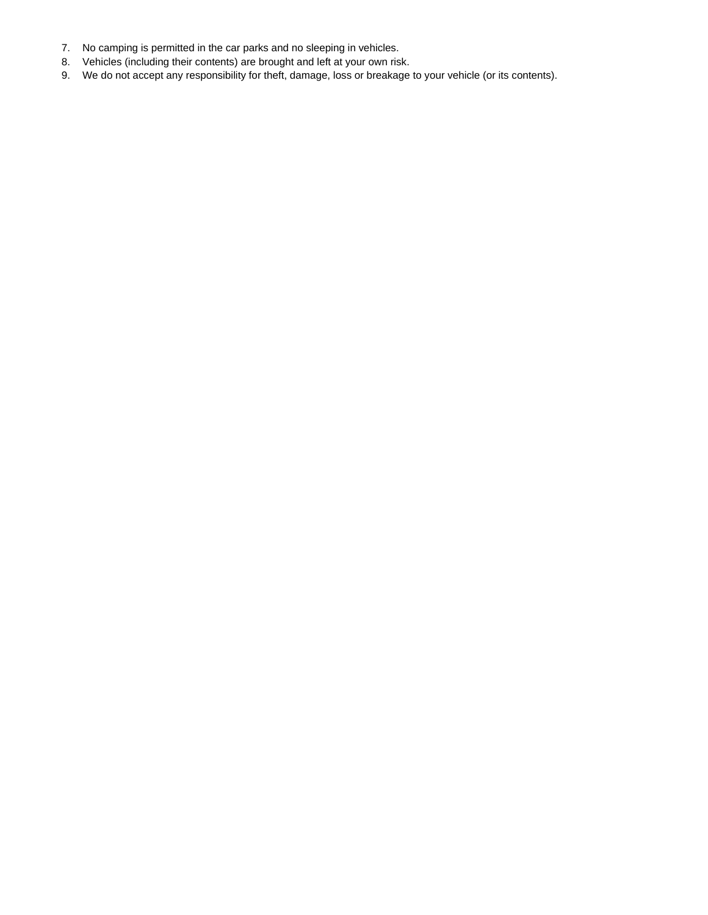7. No camping is permitted in the car parks and no sleeping in vehicles.
8. Vehicles (including their contents) are brought and left at your own risk.
9. We do not accept any responsibility for theft, damage, loss or breakage to your vehicle (or its contents).